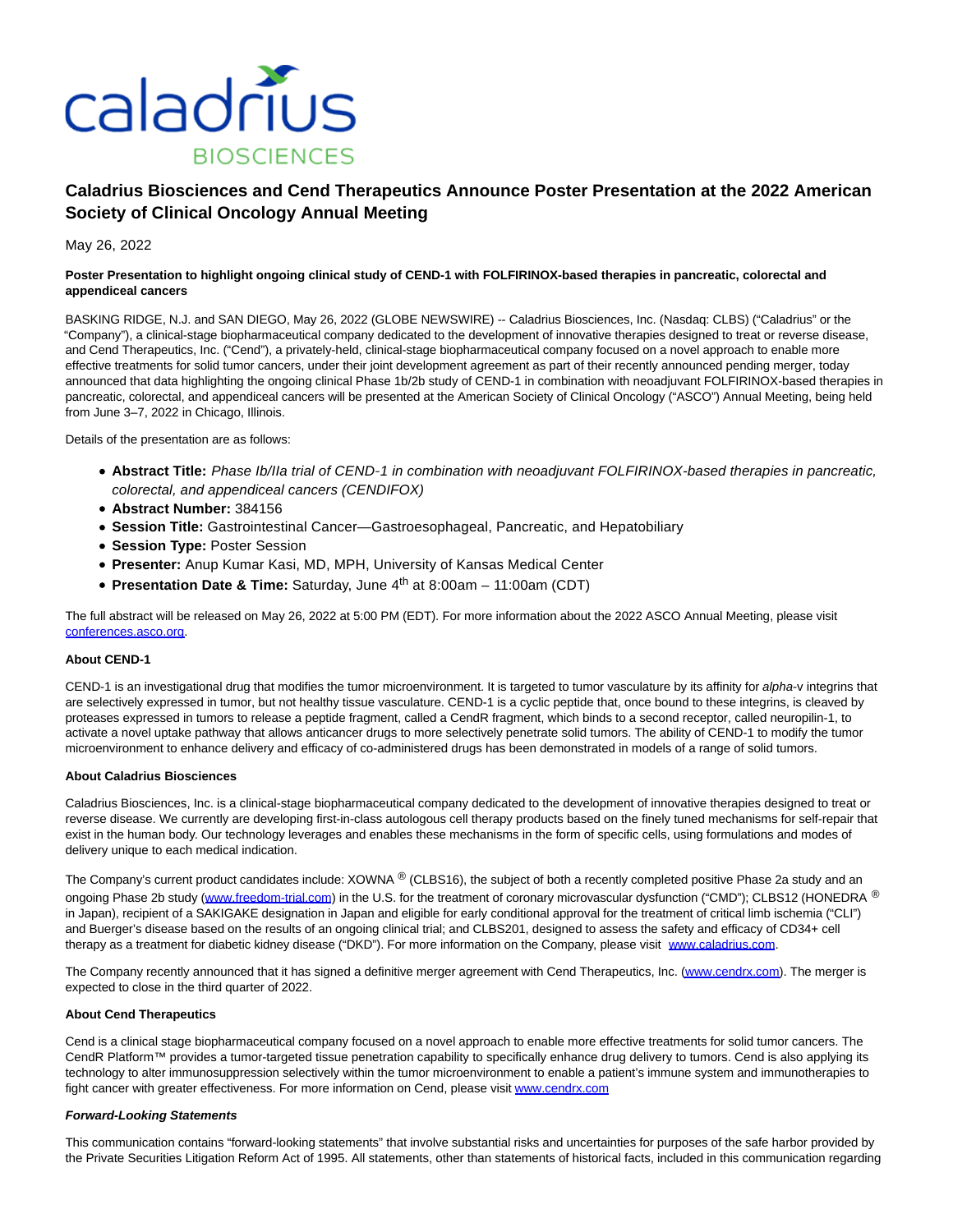# Caladrius Biosciences and Cend Therapeutics Announce Poster Presentation at the 2022 American Society of Clinical Oncology Annual Meeting

May 26, 2022

**Poster Presentation to highlight ongoing clinical study of CEND-1 with FOLFIRINOX-based therapies in pancreatic, colorectal and appendiceal cancers**

BASKING RIDGE, N.J. and SAN DIEGO, May 26, 2022 (GLOBE NEWSWIRE) -- Caladrius Biosciences, Inc. (Nasdaq: CLBS) ("Caladrius" or the "Company"), a clinical-stage biopharmaceutical company dedicated to the development of innovative therapies designed to treat or reverse disease, and Cend Therapeutics, Inc. ("Cend"), a privately-held, clinical-stage biopharmaceutical company focused on a novel approach to enable more effective treatments for solid tumor cancers, under their joint development agreement as part of their recently announced pending merger, today announced that data highlighting the ongoing clinical Phase 1b/2b study of CEND-1 in combination with neoadjuvant FOLFIRINOX-based therapies in pancreatic, colorectal, and appendiceal cancers will be presented at the American Society of Clinical Oncology ("ASCO") Annual Meeting, being held from June 3–7, 2022 in Chicago, Illinois.

Details of the presentation are as follows:

- **Abstract Title:** *Phase Ib/IIa trial of CEND-1 in combination with neoadjuvant FOLFIRINOX-based therapies in pancreatic, colorectal, and appendiceal cancers (CENDIFOX)*
- **Abstract Number:** 384156
- **Session Title:** Gastrointestinal Cancer—Gastroesophageal, Pancreatic, and Hepatobiliary
- **Session Type:** Poster Session
- **Presenter:** Anup Kumar Kasi, MD, MPH, University of Kansas Medical Center
- **Presentation Date & Time:** Saturday, June 4th at 8:00am – 11:00am (CDT)

The full abstract will be released on May 26, 2022 at 5:00 PM (EDT). For more information about the 2022 ASCO Annual Meeting, please visit conferences.asco.org.

**About CEND-1**

CEND-1 is an investigational drug that modifies the tumor microenvironment. It is targeted to tumor vasculature by its affinity for *alpha*-v integrins that are selectively expressed in tumor, but not healthy tissue vasculature. CEND-1 is a cyclic peptide that, once bound to these integrins, is cleaved by proteases expressed in tumors to release a peptide fragment, called a CendR fragment, which binds to a second receptor, called neuropilin-1, to activate a novel uptake pathway that allows anticancer drugs to more selectively penetrate solid tumors. The ability of CEND-1 to modify the tumor microenvironment to enhance delivery and efficacy of co-administered drugs has been demonstrated in models of a range of solid tumors.

**About Caladrius Biosciences**

Caladrius Biosciences, Inc. is a clinical-stage biopharmaceutical company dedicated to the development of innovative therapies designed to treat or reverse disease. We currently are developing first-in-class autologous cell therapy products based on the finely tuned mechanisms for self-repair that exist in the human body. Our technology leverages and enables these mechanisms in the form of specific cells, using formulations and modes of delivery unique to each medical indication.

The Company's current product candidates include: XOWNA ® (CLBS16), the subject of both a recently completed positive Phase 2a study and an ongoing Phase 2b study (www.freedom-trial.com) in the U.S. for the treatment of coronary microvascular dysfunction ("CMD"); CLBS12 (HONEDRA ® in Japan), recipient of a SAKIGAKE designation in Japan and eligible for early conditional approval for the treatment of critical limb ischemia ("CLI") and Buerger's disease based on the results of an ongoing clinical trial; and CLBS201, designed to assess the safety and efficacy of CD34+ cell therapy as a treatment for diabetic kidney disease ("DKD"). For more information on the Company, please visit www.caladrius.com.

The Company recently announced that it has signed a definitive merger agreement with Cend Therapeutics, Inc. (www.cendrx.com). The merger is expected to close in the third quarter of 2022.

**About Cend Therapeutics**

Cend is a clinical stage biopharmaceutical company focused on a novel approach to enable more effective treatments for solid tumor cancers. The CendR Platform™ provides a tumor-targeted tissue penetration capability to specifically enhance drug delivery to tumors. Cend is also applying its technology to alter immunosuppression selectively within the tumor microenvironment to enable a patient's immune system and immunotherapies to fight cancer with greater effectiveness. For more information on Cend, please visit www.cendrx.com

***Forward-Looking Statements***

This communication contains "forward-looking statements" that involve substantial risks and uncertainties for purposes of the safe harbor provided by the Private Securities Litigation Reform Act of 1995. All statements, other than statements of historical facts, included in this communication regarding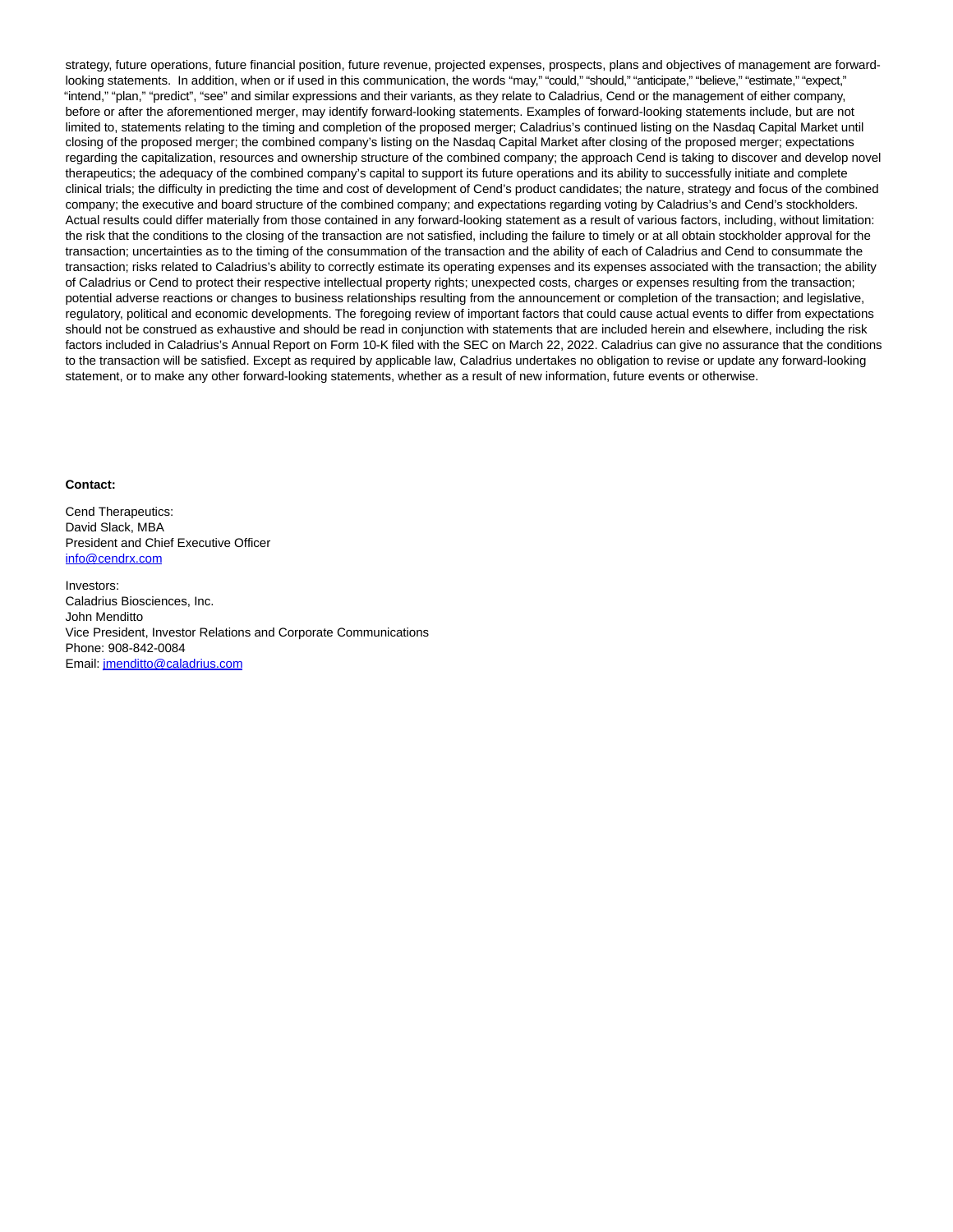strategy, future operations, future financial position, future revenue, projected expenses, prospects, plans and objectives of management are forward-looking statements. In addition, when or if used in this communication, the words "may," "could," "should," "anticipate," "believe," "estimate," "expect," "intend," "plan," "predict", "see" and similar expressions and their variants, as they relate to Caladrius, Cend or the management of either company, before or after the aforementioned merger, may identify forward-looking statements. Examples of forward-looking statements include, but are not limited to, statements relating to the timing and completion of the proposed merger; Caladrius's continued listing on the Nasdaq Capital Market until closing of the proposed merger; the combined company's listing on the Nasdaq Capital Market after closing of the proposed merger; expectations regarding the capitalization, resources and ownership structure of the combined company; the approach Cend is taking to discover and develop novel therapeutics; the adequacy of the combined company's capital to support its future operations and its ability to successfully initiate and complete clinical trials; the difficulty in predicting the time and cost of development of Cend's product candidates; the nature, strategy and focus of the combined company; the executive and board structure of the combined company; and expectations regarding voting by Caladrius's and Cend's stockholders. Actual results could differ materially from those contained in any forward-looking statement as a result of various factors, including, without limitation: the risk that the conditions to the closing of the transaction are not satisfied, including the failure to timely or at all obtain stockholder approval for the transaction; uncertainties as to the timing of the consummation of the transaction and the ability of each of Caladrius and Cend to consummate the transaction; risks related to Caladrius's ability to correctly estimate its operating expenses and its expenses associated with the transaction; the ability of Caladrius or Cend to protect their respective intellectual property rights; unexpected costs, charges or expenses resulting from the transaction; potential adverse reactions or changes to business relationships resulting from the announcement or completion of the transaction; and legislative, regulatory, political and economic developments. The foregoing review of important factors that could cause actual events to differ from expectations should not be construed as exhaustive and should be read in conjunction with statements that are included herein and elsewhere, including the risk factors included in Caladrius's Annual Report on Form 10-K filed with the SEC on March 22, 2022. Caladrius can give no assurance that the conditions to the transaction will be satisfied. Except as required by applicable law, Caladrius undertakes no obligation to revise or update any forward-looking statement, or to make any other forward-looking statements, whether as a result of new information, future events or otherwise.

**Contact:**

Cend Therapeutics:
David Slack, MBA
President and Chief Executive Officer
info@cendrx.com

Investors:
Caladrius Biosciences, Inc.
John Menditto
Vice President, Investor Relations and Corporate Communications
Phone: 908-842-0084
Email: jmenditto@caladrius.com